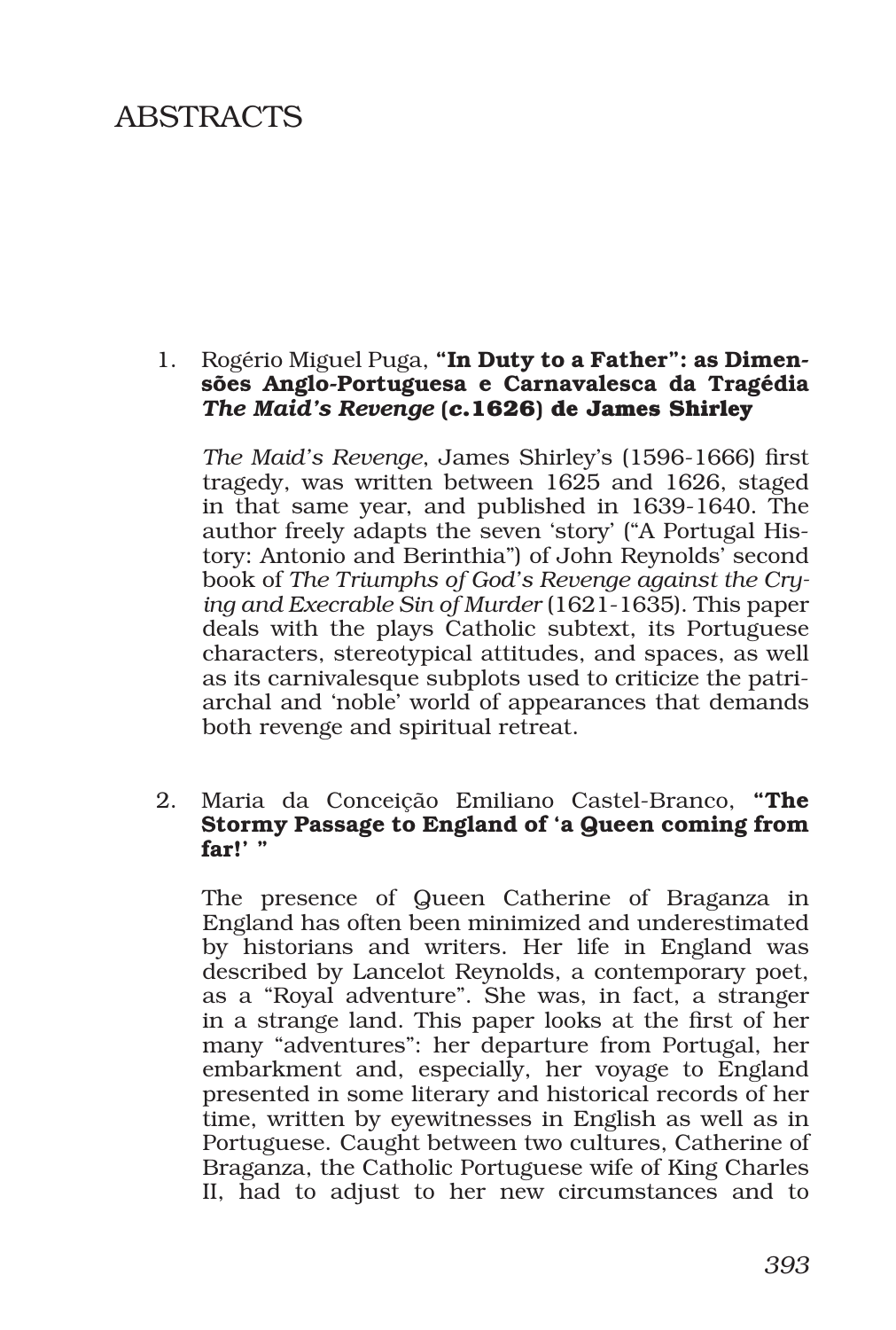# ABSTRACTS

1. Rogério Miguel Puga, **"In Duty to a Father": as Dimensões Anglo-Portuguesa e Carnavalesca da Tragédia *The Maid's Revenge* (*c.*1626) de James Shirley**

   *The Maid's Revenge*, James Shirley's (1596-1666) first tragedy, was written between 1625 and 1626, staged in that same year, and published in 1639-1640. The author freely adapts the seven 'story' ("A Portugal History: Antonio and Berinthia") of John Reynolds' second book of *The Triumphs of God's Revenge against the Crying and Execrable Sin of Murder* (1621-1635). This paper deals with the plays Catholic subtext, its Portuguese characters, stereotypical attitudes, and spaces, as well as its carnivalesque subplots used to criticize the patriarchal and 'noble' world of appearances that demands both revenge and spiritual retreat.

2. Maria da Conceição Emiliano Castel-Branco, **"The Stormy Passage to England of 'a Queen coming from far!' "**

   The presence of Queen Catherine of Braganza in England has often been minimized and underestimated by historians and writers. Her life in England was described by Lancelot Reynolds, a contemporary poet, as a "Royal adventure". She was, in fact, a stranger in a strange land. This paper looks at the first of her many "adventures": her departure from Portugal, her embarkment and, especially, her voyage to England presented in some literary and historical records of her time, written by eyewitnesses in English as well as in Portuguese. Caught between two cultures, Catherine of Braganza, the Catholic Portuguese wife of King Charles II, had to adjust to her new circumstances and to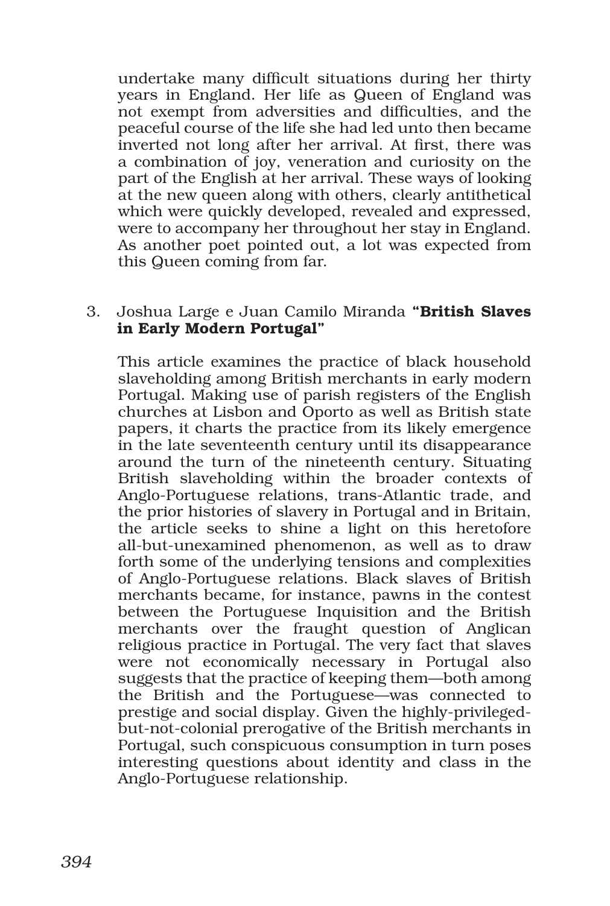undertake many difficult situations during her thirty years in England. Her life as Queen of England was not exempt from adversities and difficulties, and the peaceful course of the life she had led unto then became inverted not long after her arrival. At first, there was a combination of joy, veneration and curiosity on the part of the English at her arrival. These ways of looking at the new queen along with others, clearly antithetical which were quickly developed, revealed and expressed, were to accompany her throughout her stay in England. As another poet pointed out, a lot was expected from this Queen coming from far.

3. Joshua Large e Juan Camilo Miranda **"British Slaves in Early Modern Portugal"**

This article examines the practice of black household slaveholding among British merchants in early modern Portugal. Making use of parish registers of the English churches at Lisbon and Oporto as well as British state papers, it charts the practice from its likely emergence in the late seventeenth century until its disappearance around the turn of the nineteenth century. Situating British slaveholding within the broader contexts of Anglo-Portuguese relations, trans-Atlantic trade, and the prior histories of slavery in Portugal and in Britain, the article seeks to shine a light on this heretofore all-but-unexamined phenomenon, as well as to draw forth some of the underlying tensions and complexities of Anglo-Portuguese relations. Black slaves of British merchants became, for instance, pawns in the contest between the Portuguese Inquisition and the British merchants over the fraught question of Anglican religious practice in Portugal. The very fact that slaves were not economically necessary in Portugal also suggests that the practice of keeping them—both among the British and the Portuguese—was connected to prestige and social display. Given the highly-privileged-but-not-colonial prerogative of the British merchants in Portugal, such conspicuous consumption in turn poses interesting questions about identity and class in the Anglo-Portuguese relationship.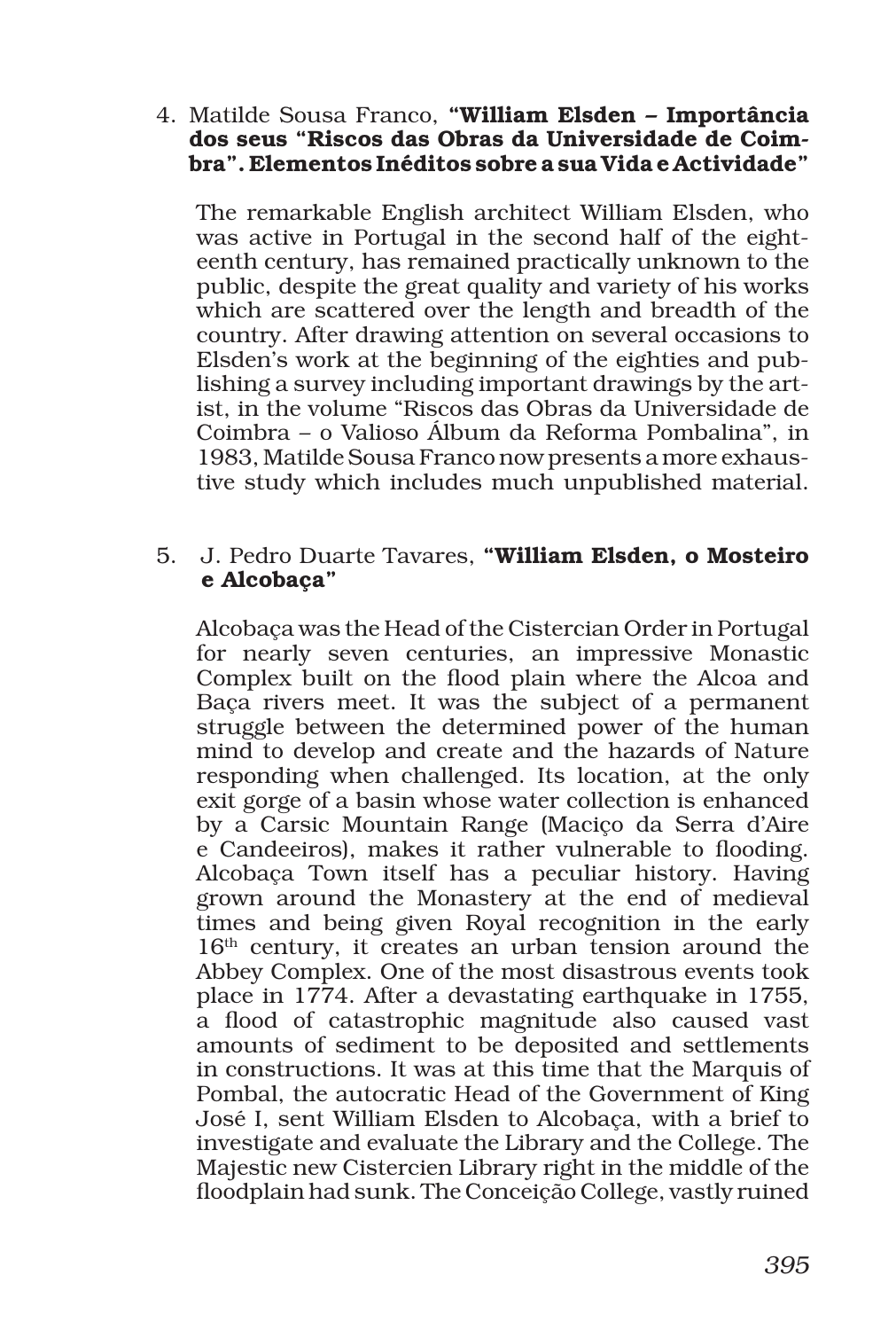4. Matilde Sousa Franco, **“William Elsden – Importância dos seus “Riscos das Obras da Universidade de Coimbra”. Elementos Inéditos sobre a sua Vida e Actividade”**

   The remarkable English architect William Elsden, who was active in Portugal in the second half of the eighteenth century, has remained practically unknown to the public, despite the great quality and variety of his works which are scattered over the length and breadth of the country. After drawing attention on several occasions to Elsden’s work at the beginning of the eighties and publishing a survey including important drawings by the artist, in the volume “Riscos das Obras da Universidade de Coimbra – o Valioso Álbum da Reforma Pombalina”, in 1983, Matilde Sousa Franco now presents a more exhaustive study which includes much unpublished material.

5. J. Pedro Duarte Tavares, **“William Elsden, o Mosteiro e Alcobaça”**

   Alcobaça was the Head of the Cistercian Order in Portugal for nearly seven centuries, an impressive Monastic Complex built on the flood plain where the Alcoa and Baça rivers meet. It was the subject of a permanent struggle between the determined power of the human mind to develop and create and the hazards of Nature responding when challenged. Its location, at the only exit gorge of a basin whose water collection is enhanced by a Carsic Mountain Range (Maciço da Serra d’Aire e Candeeiros), makes it rather vulnerable to flooding. Alcobaça Town itself has a peculiar history. Having grown around the Monastery at the end of medieval times and being given Royal recognition in the early 16th century, it creates an urban tension around the Abbey Complex. One of the most disastrous events took place in 1774. After a devastating earthquake in 1755, a flood of catastrophic magnitude also caused vast amounts of sediment to be deposited and settlements in constructions. It was at this time that the Marquis of Pombal, the autocratic Head of the Government of King José I, sent William Elsden to Alcobaça, with a brief to investigate and evaluate the Library and the College. The Majestic new Cistercien Library right in the middle of the floodplain had sunk. The Conceição College, vastly ruined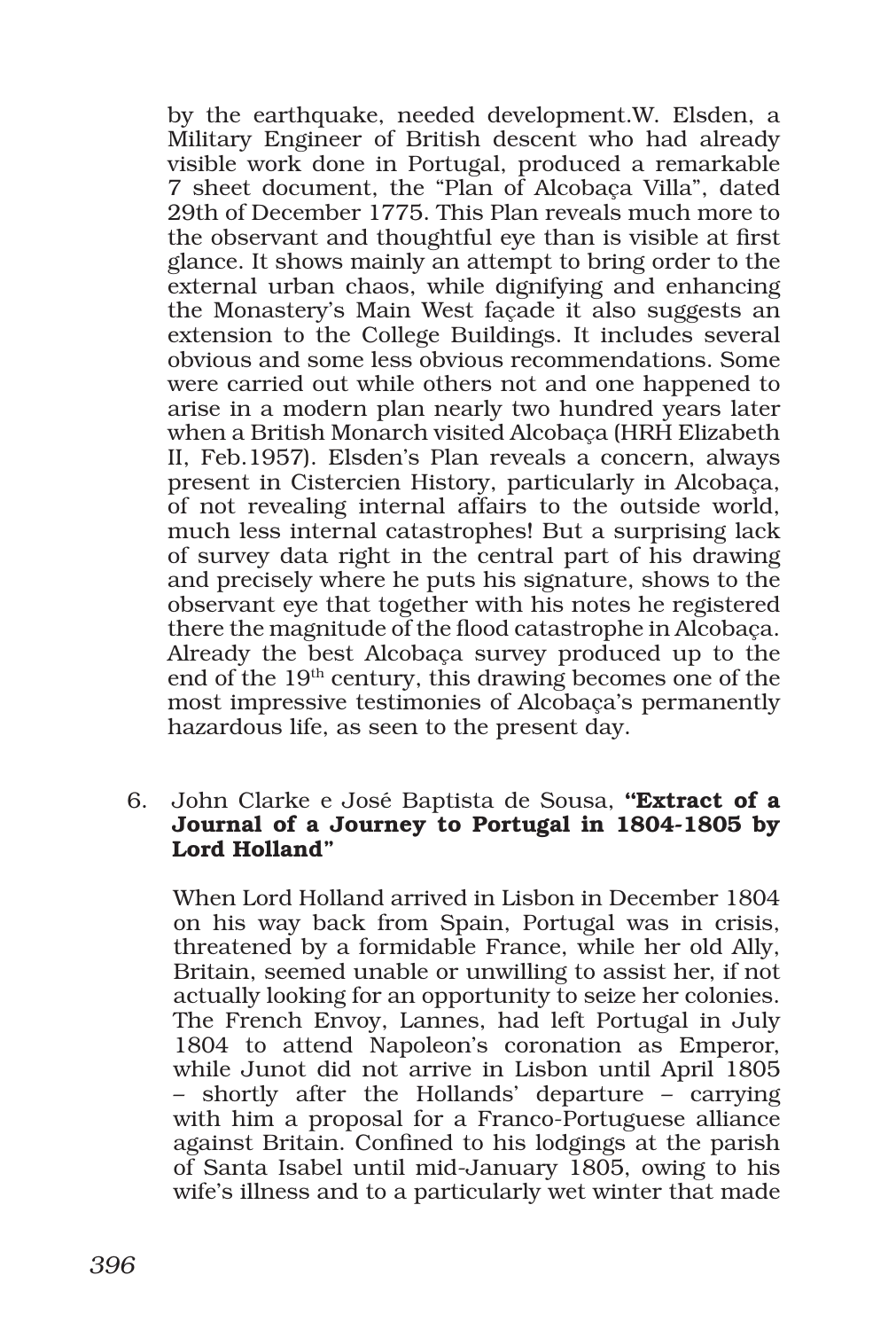by the earthquake, needed development.W. Elsden, a Military Engineer of British descent who had already visible work done in Portugal, produced a remarkable 7 sheet document, the "Plan of Alcobaça Villa", dated 29th of December 1775. This Plan reveals much more to the observant and thoughtful eye than is visible at first glance. It shows mainly an attempt to bring order to the external urban chaos, while dignifying and enhancing the Monastery's Main West façade it also suggests an extension to the College Buildings. It includes several obvious and some less obvious recommendations. Some were carried out while others not and one happened to arise in a modern plan nearly two hundred years later when a British Monarch visited Alcobaça (HRH Elizabeth II, Feb.1957). Elsden's Plan reveals a concern, always present in Cistercien History, particularly in Alcobaça, of not revealing internal affairs to the outside world, much less internal catastrophes! But a surprising lack of survey data right in the central part of his drawing and precisely where he puts his signature, shows to the observant eye that together with his notes he registered there the magnitude of the flood catastrophe in Alcobaça. Already the best Alcobaça survey produced up to the end of the 19th century, this drawing becomes one of the most impressive testimonies of Alcobaça's permanently hazardous life, as seen to the present day.

6. John Clarke e José Baptista de Sousa, **"Extract of a Journal of a Journey to Portugal in 1804-1805 by Lord Holland"**

   When Lord Holland arrived in Lisbon in December 1804 on his way back from Spain, Portugal was in crisis, threatened by a formidable France, while her old Ally, Britain, seemed unable or unwilling to assist her, if not actually looking for an opportunity to seize her colonies. The French Envoy, Lannes, had left Portugal in July 1804 to attend Napoleon's coronation as Emperor, while Junot did not arrive in Lisbon until April 1805 – shortly after the Hollands' departure – carrying with him a proposal for a Franco-Portuguese alliance against Britain. Confined to his lodgings at the parish of Santa Isabel until mid-January 1805, owing to his wife's illness and to a particularly wet winter that made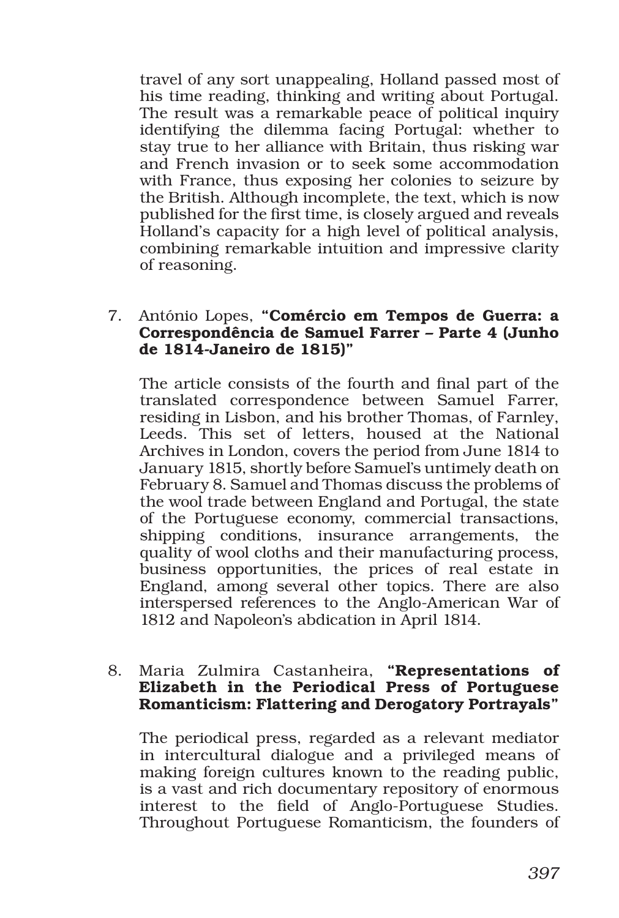travel of any sort unappealing, Holland passed most of his time reading, thinking and writing about Portugal. The result was a remarkable peace of political inquiry identifying the dilemma facing Portugal: whether to stay true to her alliance with Britain, thus risking war and French invasion or to seek some accommodation with France, thus exposing her colonies to seizure by the British. Although incomplete, the text, which is now published for the first time, is closely argued and reveals Holland's capacity for a high level of political analysis, combining remarkable intuition and impressive clarity of reasoning.

7. António Lopes, **"Comércio em Tempos de Guerra: a Correspondência de Samuel Farrer – Parte 4 (Junho de 1814-Janeiro de 1815)"**

   The article consists of the fourth and final part of the translated correspondence between Samuel Farrer, residing in Lisbon, and his brother Thomas, of Farnley, Leeds. This set of letters, housed at the National Archives in London, covers the period from June 1814 to January 1815, shortly before Samuel's untimely death on February 8. Samuel and Thomas discuss the problems of the wool trade between England and Portugal, the state of the Portuguese economy, commercial transactions, shipping conditions, insurance arrangements, the quality of wool cloths and their manufacturing process, business opportunities, the prices of real estate in England, among several other topics. There are also interspersed references to the Anglo-American War of 1812 and Napoleon's abdication in April 1814.

8. Maria Zulmira Castanheira, **"Representations of Elizabeth in the Periodical Press of Portuguese Romanticism: Flattering and Derogatory Portrayals"**

   The periodical press, regarded as a relevant mediator in intercultural dialogue and a privileged means of making foreign cultures known to the reading public, is a vast and rich documentary repository of enormous interest to the field of Anglo-Portuguese Studies. Throughout Portuguese Romanticism, the founders of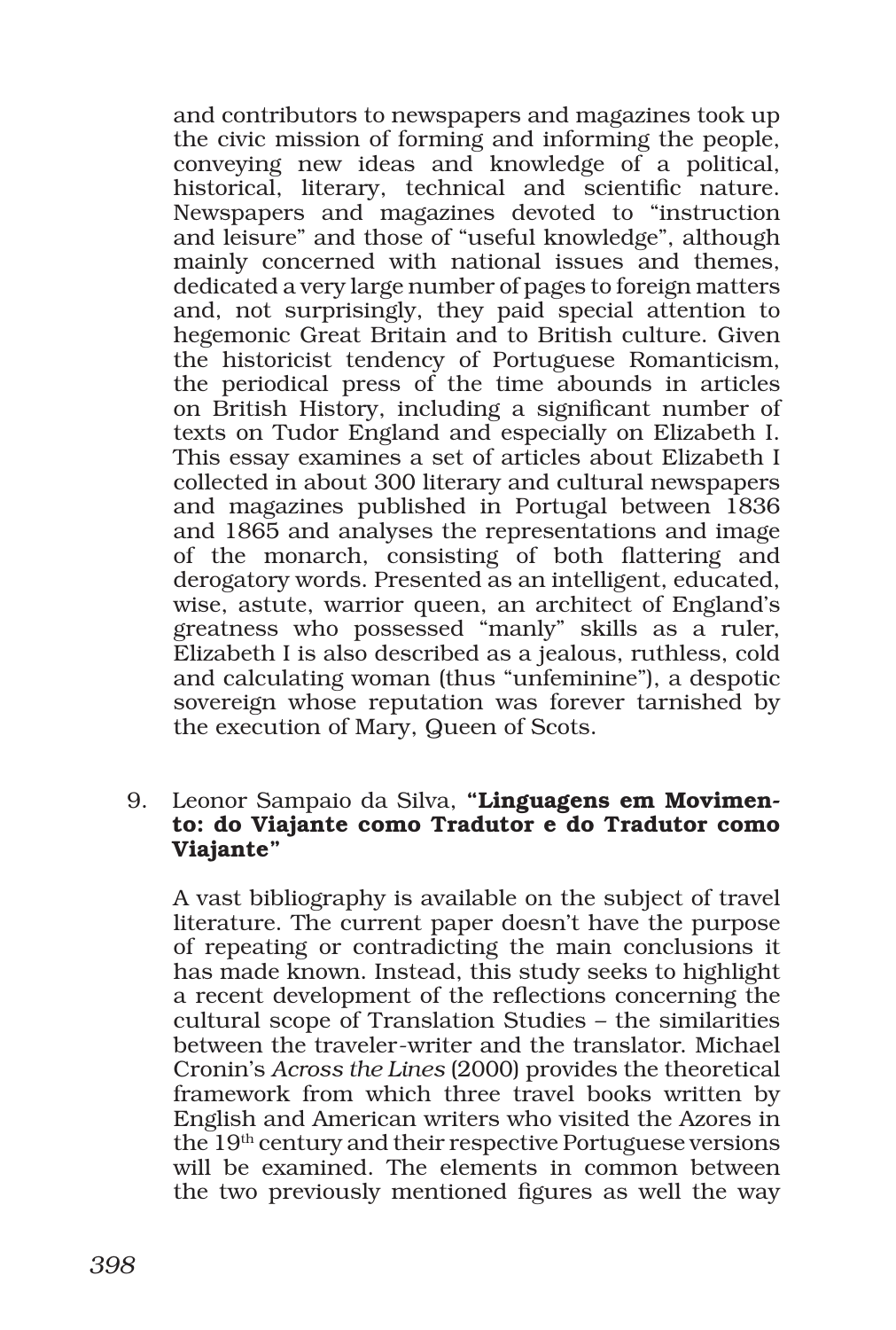and contributors to newspapers and magazines took up the civic mission of forming and informing the people, conveying new ideas and knowledge of a political, historical, literary, technical and scientific nature. Newspapers and magazines devoted to "instruction and leisure" and those of "useful knowledge", although mainly concerned with national issues and themes, dedicated a very large number of pages to foreign matters and, not surprisingly, they paid special attention to hegemonic Great Britain and to British culture. Given the historicist tendency of Portuguese Romanticism, the periodical press of the time abounds in articles on British History, including a significant number of texts on Tudor England and especially on Elizabeth I. This essay examines a set of articles about Elizabeth I collected in about 300 literary and cultural newspapers and magazines published in Portugal between 1836 and 1865 and analyses the representations and image of the monarch, consisting of both flattering and derogatory words. Presented as an intelligent, educated, wise, astute, warrior queen, an architect of England's greatness who possessed "manly" skills as a ruler, Elizabeth I is also described as a jealous, ruthless, cold and calculating woman (thus "unfeminine"), a despotic sovereign whose reputation was forever tarnished by the execution of Mary, Queen of Scots.

9. Leonor Sampaio da Silva, **"Linguagens em Movimento: do Viajante como Tradutor e do Tradutor como Viajante"**

A vast bibliography is available on the subject of travel literature. The current paper doesn't have the purpose of repeating or contradicting the main conclusions it has made known. Instead, this study seeks to highlight a recent development of the reflections concerning the cultural scope of Translation Studies – the similarities between the traveler-writer and the translator. Michael Cronin's *Across the Lines* (2000) provides the theoretical framework from which three travel books written by English and American writers who visited the Azores in the $19^{th}$ century and their respective Portuguese versions will be examined. The elements in common between the two previously mentioned figures as well the way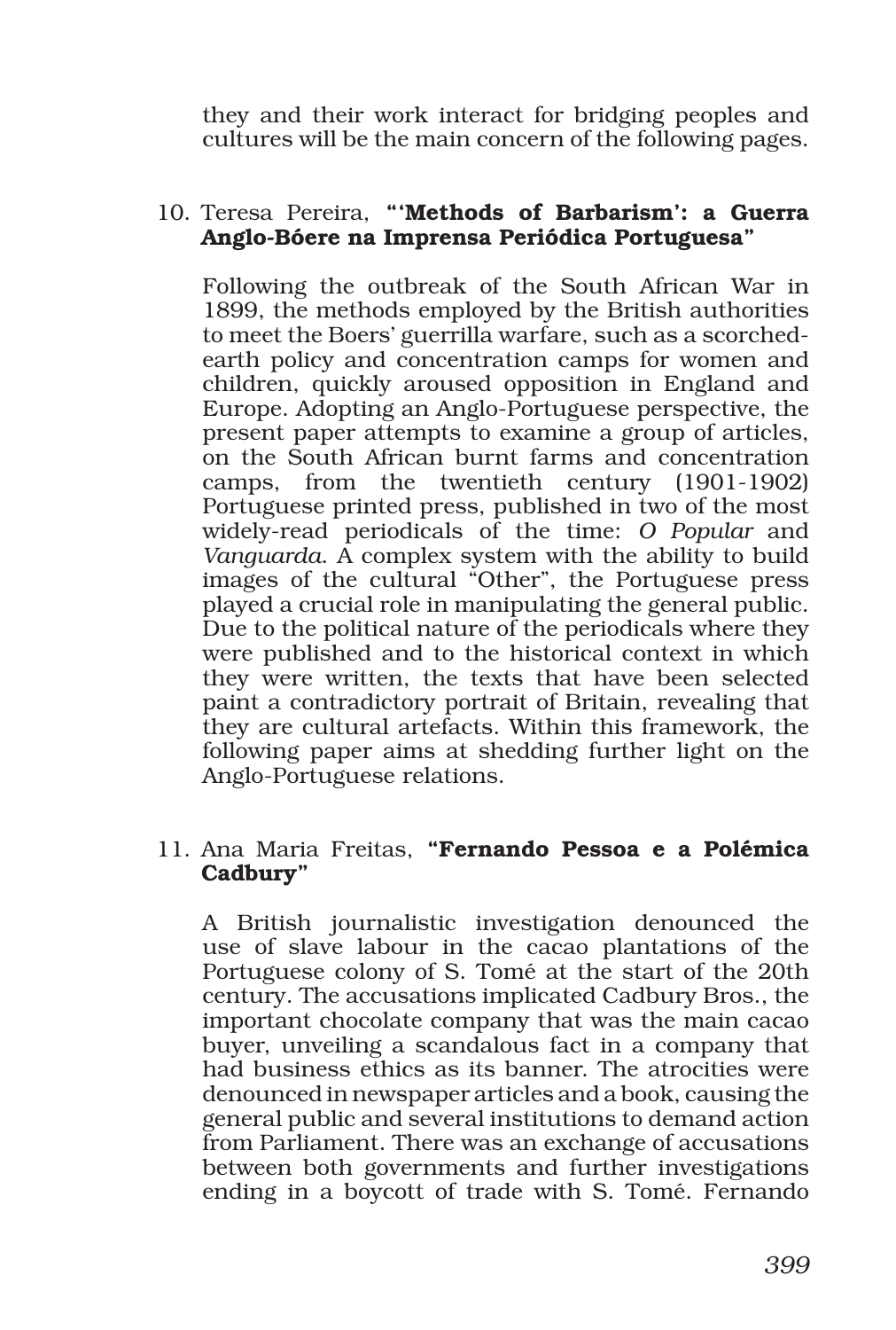they and their work interact for bridging peoples and cultures will be the main concern of the following pages.

10. Teresa Pereira, **"'Methods of Barbarism': a Guerra Anglo-Bóere na Imprensa Periódica Portuguesa"**

    Following the outbreak of the South African War in 1899, the methods employed by the British authorities to meet the Boers' guerrilla warfare, such as a scorched-earth policy and concentration camps for women and children, quickly aroused opposition in England and Europe. Adopting an Anglo-Portuguese perspective, the present paper attempts to examine a group of articles, on the South African burnt farms and concentration camps, from the twentieth century (1901-1902) Portuguese printed press, published in two of the most widely-read periodicals of the time: *O Popular* and *Vanguarda*. A complex system with the ability to build images of the cultural "Other", the Portuguese press played a crucial role in manipulating the general public. Due to the political nature of the periodicals where they were published and to the historical context in which they were written, the texts that have been selected paint a contradictory portrait of Britain, revealing that they are cultural artefacts. Within this framework, the following paper aims at shedding further light on the Anglo-Portuguese relations.

11. Ana Maria Freitas, **"Fernando Pessoa e a Polémica Cadbury"**

    A British journalistic investigation denounced the use of slave labour in the cacao plantations of the Portuguese colony of S. Tomé at the start of the 20th century. The accusations implicated Cadbury Bros., the important chocolate company that was the main cacao buyer, unveiling a scandalous fact in a company that had business ethics as its banner. The atrocities were denounced in newspaper articles and a book, causing the general public and several institutions to demand action from Parliament. There was an exchange of accusations between both governments and further investigations ending in a boycott of trade with S. Tomé. Fernando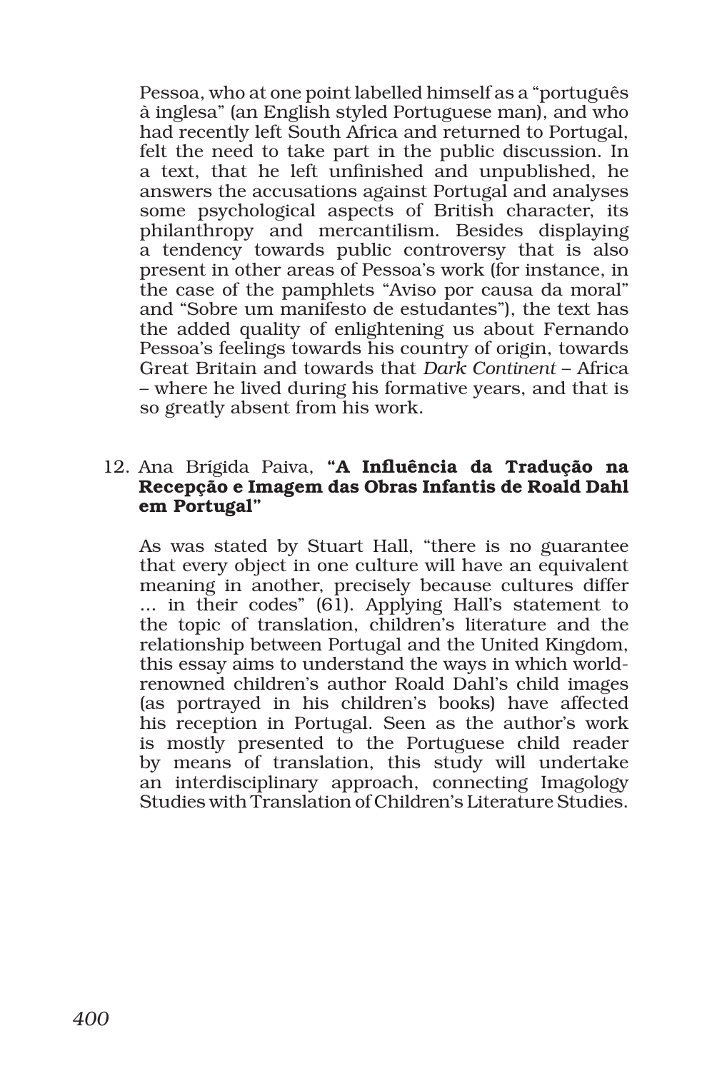Pessoa, who at one point labelled himself as a "português à inglesa" (an English styled Portuguese man), and who had recently left South Africa and returned to Portugal, felt the need to take part in the public discussion. In a text, that he left unfinished and unpublished, he answers the accusations against Portugal and analyses some psychological aspects of British character, its philanthropy and mercantilism. Besides displaying a tendency towards public controversy that is also present in other areas of Pessoa's work (for instance, in the case of the pamphlets "Aviso por causa da moral" and "Sobre um manifesto de estudantes"), the text has the added quality of enlightening us about Fernando Pessoa's feelings towards his country of origin, towards Great Britain and towards that *Dark Continent* – Africa – where he lived during his formative years, and that is so greatly absent from his work.

12. Ana Brígida Paiva, **"A Influência da Tradução na Recepção e Imagem das Obras Infantis de Roald Dahl em Portugal"**

As was stated by Stuart Hall, "there is no guarantee that every object in one culture will have an equivalent meaning in another, precisely because cultures differ … in their codes" (61). Applying Hall's statement to the topic of translation, children's literature and the relationship between Portugal and the United Kingdom, this essay aims to understand the ways in which world-renowned children's author Roald Dahl's child images (as portrayed in his children's books) have affected his reception in Portugal. Seen as the author's work is mostly presented to the Portuguese child reader by means of translation, this study will undertake an interdisciplinary approach, connecting Imagology Studies with Translation of Children's Literature Studies.